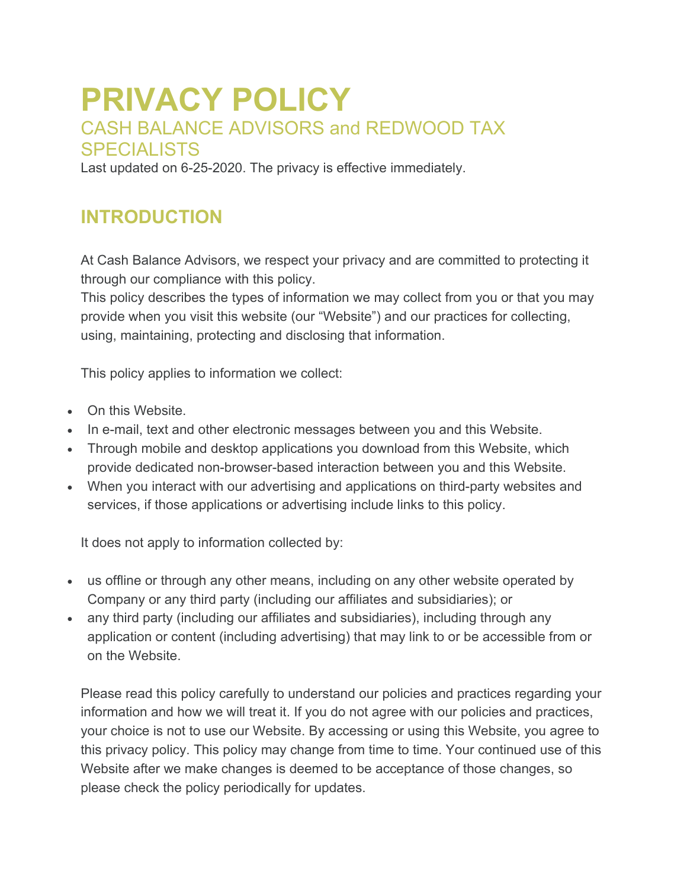# PRIVACY POLICY

## CASH BALANCE ADVISORS and REDWOOD TAX SPECIALISTS

Last updated on 6-25-2020. The privacy is effective immediately.

## INTRODUCTION

At Cash Balance Advisors, we respect your privacy and are committed to protecting it through our compliance with this policy.
This policy describes the types of information we may collect from you or that you may provide when you visit this website (our "Website") and our practices for collecting, using, maintaining, protecting and disclosing that information.

This policy applies to information we collect:

- On this Website.
- In e-mail, text and other electronic messages between you and this Website.
- Through mobile and desktop applications you download from this Website, which provide dedicated non-browser-based interaction between you and this Website.
- When you interact with our advertising and applications on third-party websites and services, if those applications or advertising include links to this policy.

It does not apply to information collected by:

- us offline or through any other means, including on any other website operated by Company or any third party (including our affiliates and subsidiaries); or
- any third party (including our affiliates and subsidiaries), including through any application or content (including advertising) that may link to or be accessible from or on the Website.

Please read this policy carefully to understand our policies and practices regarding your information and how we will treat it. If you do not agree with our policies and practices, your choice is not to use our Website. By accessing or using this Website, you agree to this privacy policy. This policy may change from time to time. Your continued use of this Website after we make changes is deemed to be acceptance of those changes, so please check the policy periodically for updates.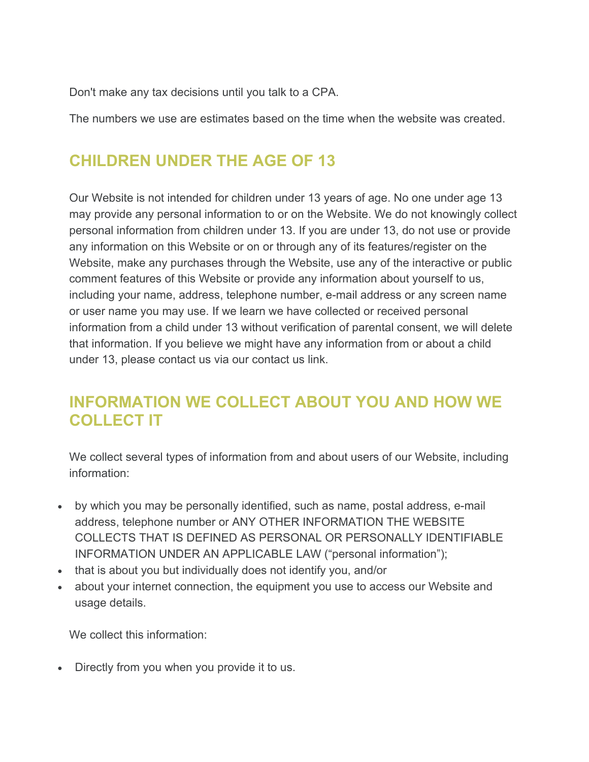Don't make any tax decisions until you talk to a CPA.

The numbers we use are estimates based on the time when the website was created.

## CHILDREN UNDER THE AGE OF 13

Our Website is not intended for children under 13 years of age. No one under age 13 may provide any personal information to or on the Website. We do not knowingly collect personal information from children under 13. If you are under 13, do not use or provide any information on this Website or on or through any of its features/register on the Website, make any purchases through the Website, use any of the interactive or public comment features of this Website or provide any information about yourself to us, including your name, address, telephone number, e-mail address or any screen name or user name you may use. If we learn we have collected or received personal information from a child under 13 without verification of parental consent, we will delete that information. If you believe we might have any information from or about a child under 13, please contact us via our contact us link.

## INFORMATION WE COLLECT ABOUT YOU AND HOW WE COLLECT IT

We collect several types of information from and about users of our Website, including information:

- by which you may be personally identified, such as name, postal address, e-mail address, telephone number or ANY OTHER INFORMATION THE WEBSITE COLLECTS THAT IS DEFINED AS PERSONAL OR PERSONALLY IDENTIFIABLE INFORMATION UNDER AN APPLICABLE LAW ("personal information");
- that is about you but individually does not identify you, and/or
- about your internet connection, the equipment you use to access our Website and usage details.

We collect this information:

- Directly from you when you provide it to us.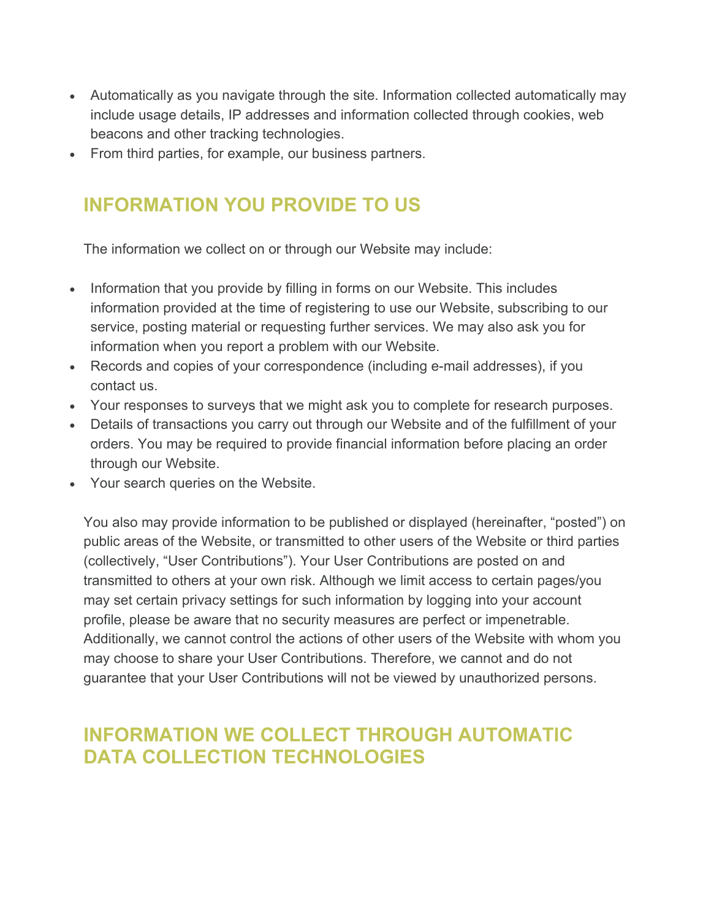- Automatically as you navigate through the site. Information collected automatically may include usage details, IP addresses and information collected through cookies, web beacons and other tracking technologies.
- From third parties, for example, our business partners.

## INFORMATION YOU PROVIDE TO US

The information we collect on or through our Website may include:

- Information that you provide by filling in forms on our Website. This includes information provided at the time of registering to use our Website, subscribing to our service, posting material or requesting further services. We may also ask you for information when you report a problem with our Website.
- Records and copies of your correspondence (including e-mail addresses), if you contact us.
- Your responses to surveys that we might ask you to complete for research purposes.
- Details of transactions you carry out through our Website and of the fulfillment of your orders. You may be required to provide financial information before placing an order through our Website.
- Your search queries on the Website.

You also may provide information to be published or displayed (hereinafter, "posted") on public areas of the Website, or transmitted to other users of the Website or third parties (collectively, "User Contributions"). Your User Contributions are posted on and transmitted to others at your own risk. Although we limit access to certain pages/you may set certain privacy settings for such information by logging into your account profile, please be aware that no security measures are perfect or impenetrable. Additionally, we cannot control the actions of other users of the Website with whom you may choose to share your User Contributions. Therefore, we cannot and do not guarantee that your User Contributions will not be viewed by unauthorized persons.

## INFORMATION WE COLLECT THROUGH AUTOMATIC DATA COLLECTION TECHNOLOGIES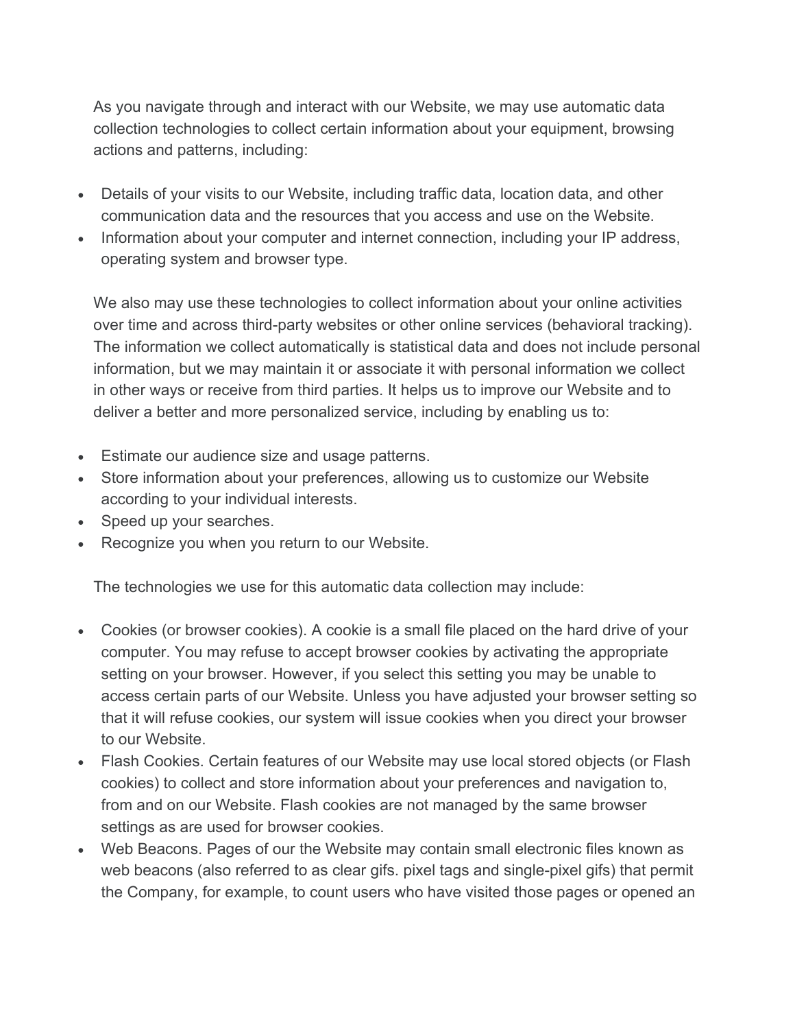As you navigate through and interact with our Website, we may use automatic data collection technologies to collect certain information about your equipment, browsing actions and patterns, including:

- Details of your visits to our Website, including traffic data, location data, and other communication data and the resources that you access and use on the Website.
- Information about your computer and internet connection, including your IP address, operating system and browser type.

We also may use these technologies to collect information about your online activities over time and across third-party websites or other online services (behavioral tracking). The information we collect automatically is statistical data and does not include personal information, but we may maintain it or associate it with personal information we collect in other ways or receive from third parties. It helps us to improve our Website and to deliver a better and more personalized service, including by enabling us to:

- Estimate our audience size and usage patterns.
- Store information about your preferences, allowing us to customize our Website according to your individual interests.
- Speed up your searches.
- Recognize you when you return to our Website.

The technologies we use for this automatic data collection may include:

- Cookies (or browser cookies). A cookie is a small file placed on the hard drive of your computer. You may refuse to accept browser cookies by activating the appropriate setting on your browser. However, if you select this setting you may be unable to access certain parts of our Website. Unless you have adjusted your browser setting so that it will refuse cookies, our system will issue cookies when you direct your browser to our Website.
- Flash Cookies. Certain features of our Website may use local stored objects (or Flash cookies) to collect and store information about your preferences and navigation to, from and on our Website. Flash cookies are not managed by the same browser settings as are used for browser cookies.
- Web Beacons. Pages of our the Website may contain small electronic files known as web beacons (also referred to as clear gifs. pixel tags and single-pixel gifs) that permit the Company, for example, to count users who have visited those pages or opened an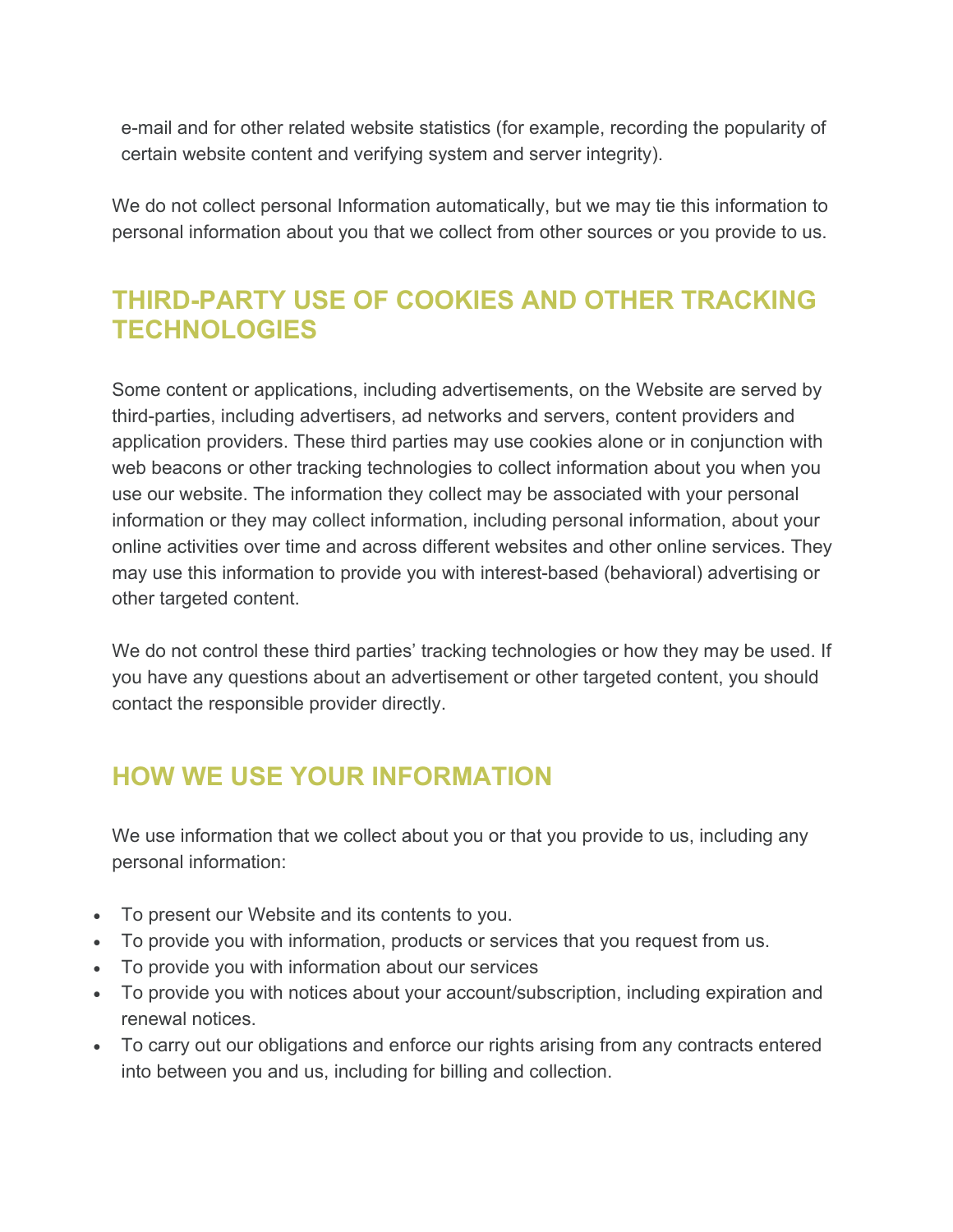e-mail and for other related website statistics (for example, recording the popularity of certain website content and verifying system and server integrity).

We do not collect personal Information automatically, but we may tie this information to personal information about you that we collect from other sources or you provide to us.

## THIRD-PARTY USE OF COOKIES AND OTHER TRACKING TECHNOLOGIES

Some content or applications, including advertisements, on the Website are served by third-parties, including advertisers, ad networks and servers, content providers and application providers. These third parties may use cookies alone or in conjunction with web beacons or other tracking technologies to collect information about you when you use our website. The information they collect may be associated with your personal information or they may collect information, including personal information, about your online activities over time and across different websites and other online services. They may use this information to provide you with interest-based (behavioral) advertising or other targeted content.

We do not control these third parties' tracking technologies or how they may be used. If you have any questions about an advertisement or other targeted content, you should contact the responsible provider directly.

## HOW WE USE YOUR INFORMATION

We use information that we collect about you or that you provide to us, including any personal information:

- To present our Website and its contents to you.
- To provide you with information, products or services that you request from us.
- To provide you with information about our services
- To provide you with notices about your account/subscription, including expiration and renewal notices.
- To carry out our obligations and enforce our rights arising from any contracts entered into between you and us, including for billing and collection.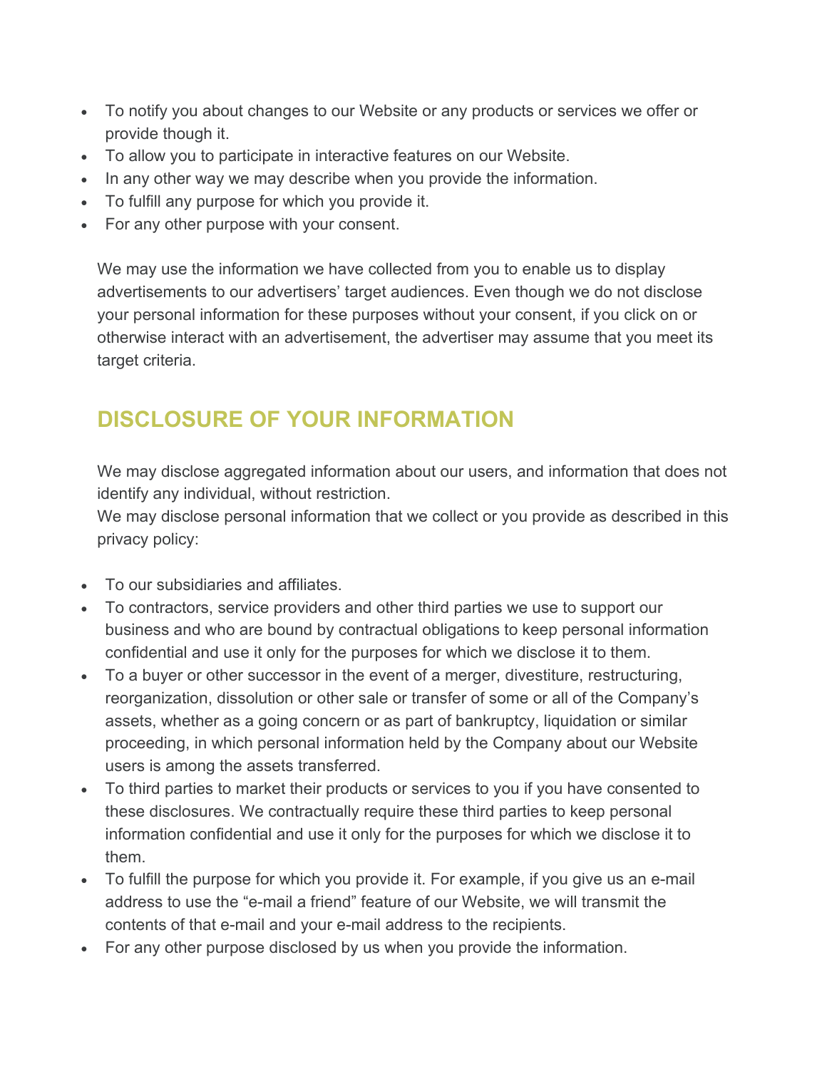- To notify you about changes to our Website or any products or services we offer or provide though it.
- To allow you to participate in interactive features on our Website.
- In any other way we may describe when you provide the information.
- To fulfill any purpose for which you provide it.
- For any other purpose with your consent.

We may use the information we have collected from you to enable us to display advertisements to our advertisers' target audiences. Even though we do not disclose your personal information for these purposes without your consent, if you click on or otherwise interact with an advertisement, the advertiser may assume that you meet its target criteria.

## DISCLOSURE OF YOUR INFORMATION

We may disclose aggregated information about our users, and information that does not identify any individual, without restriction.
We may disclose personal information that we collect or you provide as described in this privacy policy:

- To our subsidiaries and affiliates.
- To contractors, service providers and other third parties we use to support our business and who are bound by contractual obligations to keep personal information confidential and use it only for the purposes for which we disclose it to them.
- To a buyer or other successor in the event of a merger, divestiture, restructuring, reorganization, dissolution or other sale or transfer of some or all of the Company's assets, whether as a going concern or as part of bankruptcy, liquidation or similar proceeding, in which personal information held by the Company about our Website users is among the assets transferred.
- To third parties to market their products or services to you if you have consented to these disclosures. We contractually require these third parties to keep personal information confidential and use it only for the purposes for which we disclose it to them.
- To fulfill the purpose for which you provide it. For example, if you give us an e-mail address to use the "e-mail a friend" feature of our Website, we will transmit the contents of that e-mail and your e-mail address to the recipients.
- For any other purpose disclosed by us when you provide the information.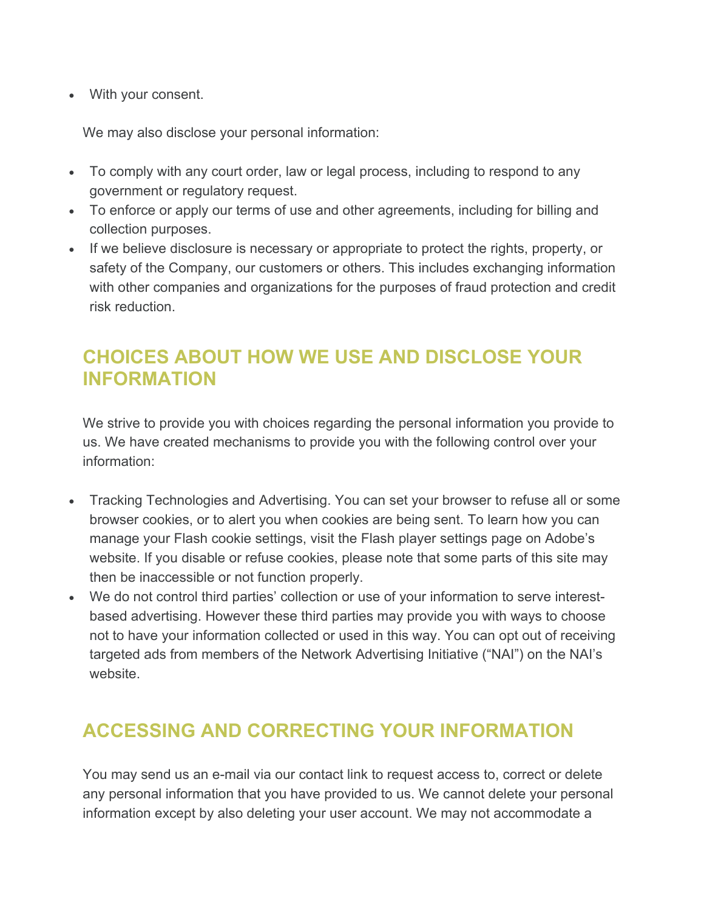- With your consent.

We may also disclose your personal information:

- To comply with any court order, law or legal process, including to respond to any government or regulatory request.
- To enforce or apply our terms of use and other agreements, including for billing and collection purposes.
- If we believe disclosure is necessary or appropriate to protect the rights, property, or safety of the Company, our customers or others. This includes exchanging information with other companies and organizations for the purposes of fraud protection and credit risk reduction.

## CHOICES ABOUT HOW WE USE AND DISCLOSE YOUR INFORMATION

We strive to provide you with choices regarding the personal information you provide to us. We have created mechanisms to provide you with the following control over your information:

- Tracking Technologies and Advertising. You can set your browser to refuse all or some browser cookies, or to alert you when cookies are being sent. To learn how you can manage your Flash cookie settings, visit the Flash player settings page on Adobe's website. If you disable or refuse cookies, please note that some parts of this site may then be inaccessible or not function properly.
- We do not control third parties' collection or use of your information to serve interest-based advertising. However these third parties may provide you with ways to choose not to have your information collected or used in this way. You can opt out of receiving targeted ads from members of the Network Advertising Initiative ("NAI") on the NAI's website.

## ACCESSING AND CORRECTING YOUR INFORMATION

You may send us an e-mail via our contact link to request access to, correct or delete any personal information that you have provided to us. We cannot delete your personal information except by also deleting your user account. We may not accommodate a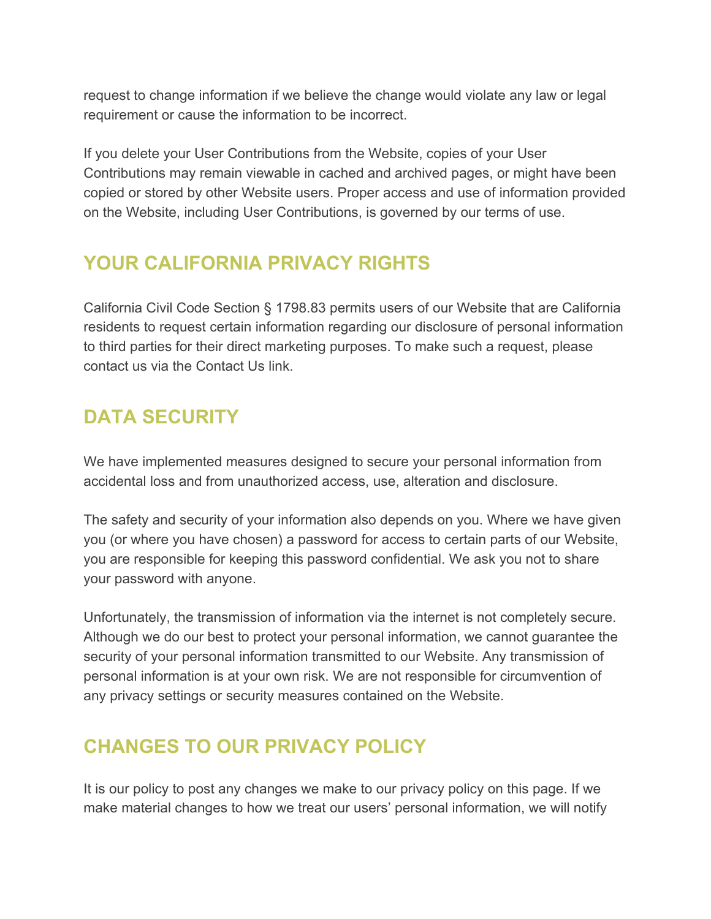request to change information if we believe the change would violate any law or legal requirement or cause the information to be incorrect.

If you delete your User Contributions from the Website, copies of your User Contributions may remain viewable in cached and archived pages, or might have been copied or stored by other Website users. Proper access and use of information provided on the Website, including User Contributions, is governed by our terms of use.

## YOUR CALIFORNIA PRIVACY RIGHTS

California Civil Code Section § 1798.83 permits users of our Website that are California residents to request certain information regarding our disclosure of personal information to third parties for their direct marketing purposes. To make such a request, please contact us via the Contact Us link.

## DATA SECURITY

We have implemented measures designed to secure your personal information from accidental loss and from unauthorized access, use, alteration and disclosure.

The safety and security of your information also depends on you. Where we have given you (or where you have chosen) a password for access to certain parts of our Website, you are responsible for keeping this password confidential. We ask you not to share your password with anyone.

Unfortunately, the transmission of information via the internet is not completely secure. Although we do our best to protect your personal information, we cannot guarantee the security of your personal information transmitted to our Website. Any transmission of personal information is at your own risk. We are not responsible for circumvention of any privacy settings or security measures contained on the Website.

## CHANGES TO OUR PRIVACY POLICY

It is our policy to post any changes we make to our privacy policy on this page. If we make material changes to how we treat our users' personal information, we will notify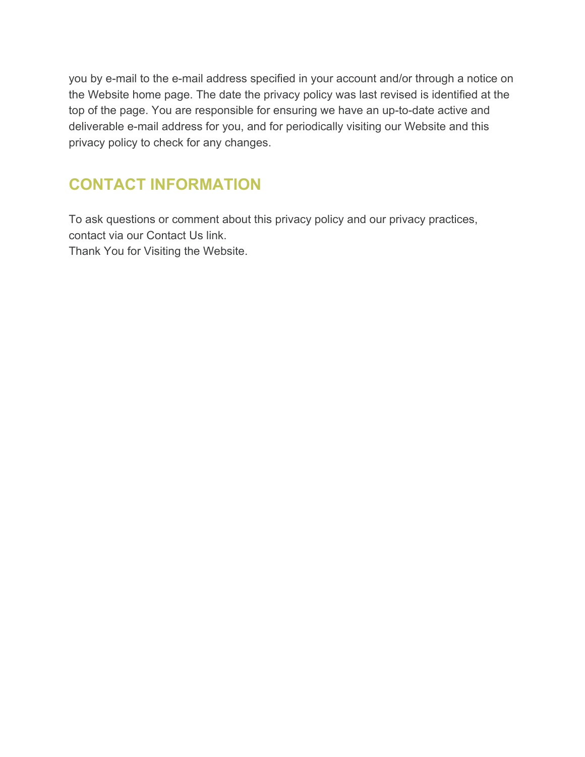you by e-mail to the e-mail address specified in your account and/or through a notice on the Website home page. The date the privacy policy was last revised is identified at the top of the page. You are responsible for ensuring we have an up-to-date active and deliverable e-mail address for you, and for periodically visiting our Website and this privacy policy to check for any changes.

## CONTACT INFORMATION

To ask questions or comment about this privacy policy and our privacy practices, contact via our Contact Us link.
Thank You for Visiting the Website.